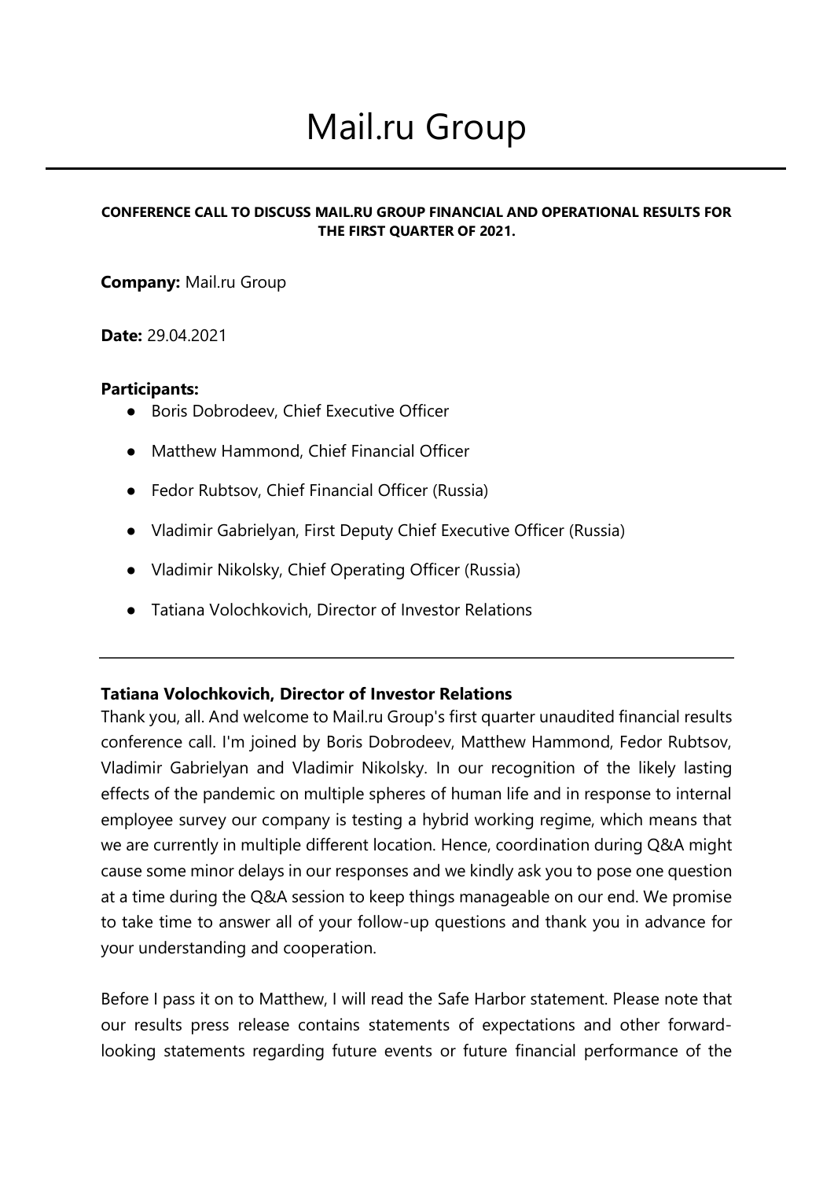# Mail.ru Group

**CONFERENCE CALL TO DISCUSS MAIL.RU GROUP FINANCIAL AND OPERATIONAL RESULTS FOR THE FIRST QUARTER OF 2021.**

**Company:** Mail.ru Group

**Date:** 29.04.2021

**Participants:**

- Boris Dobrodeev, Chief Executive Officer
- Matthew Hammond, Chief Financial Officer
- Fedor Rubtsov, Chief Financial Officer (Russia)
- Vladimir Gabrielyan, First Deputy Chief Executive Officer (Russia)
- Vladimir Nikolsky, Chief Operating Officer (Russia)
- Tatiana Volochkovich, Director of Investor Relations

---

**Tatiana Volochkovich, Director of Investor Relations**

Thank you, all. And welcome to Mail.ru Group's first quarter unaudited financial results conference call. I'm joined by Boris Dobrodeev, Matthew Hammond, Fedor Rubtsov, Vladimir Gabrielyan and Vladimir Nikolsky. In our recognition of the likely lasting effects of the pandemic on multiple spheres of human life and in response to internal employee survey our company is testing a hybrid working regime, which means that we are currently in multiple different location. Hence, coordination during Q&A might cause some minor delays in our responses and we kindly ask you to pose one question at a time during the Q&A session to keep things manageable on our end. We promise to take time to answer all of your follow-up questions and thank you in advance for your understanding and cooperation.

Before I pass it on to Matthew, I will read the Safe Harbor statement. Please note that our results press release contains statements of expectations and other forward-looking statements regarding future events or future financial performance of the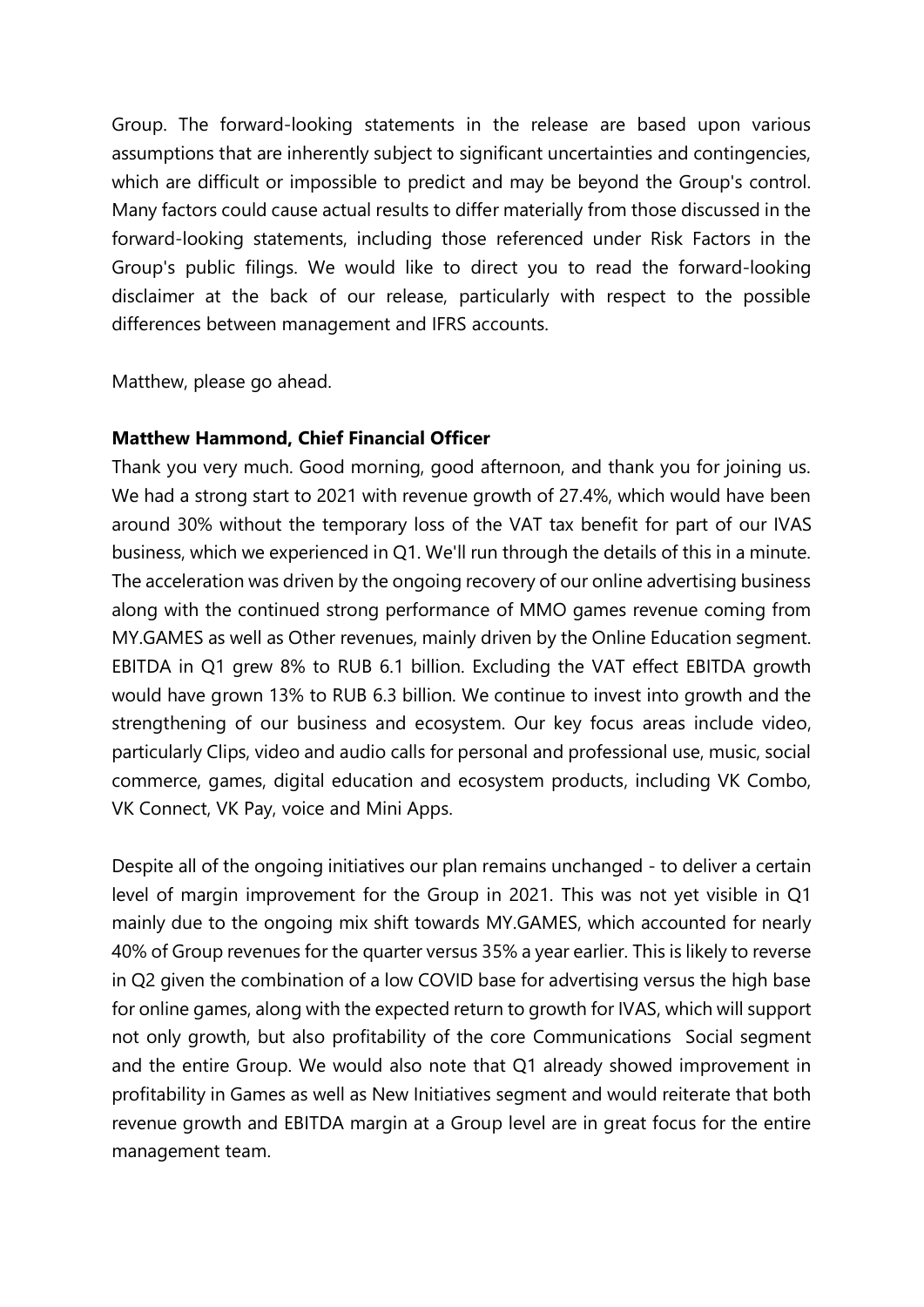Group. The forward-looking statements in the release are based upon various assumptions that are inherently subject to significant uncertainties and contingencies, which are difficult or impossible to predict and may be beyond the Group's control. Many factors could cause actual results to differ materially from those discussed in the forward-looking statements, including those referenced under Risk Factors in the Group's public filings. We would like to direct you to read the forward-looking disclaimer at the back of our release, particularly with respect to the possible differences between management and IFRS accounts.

Matthew, please go ahead.

**Matthew Hammond, Chief Financial Officer**

Thank you very much. Good morning, good afternoon, and thank you for joining us. We had a strong start to 2021 with revenue growth of 27.4%, which would have been around 30% without the temporary loss of the VAT tax benefit for part of our IVAS business, which we experienced in Q1. We'll run through the details of this in a minute. The acceleration was driven by the ongoing recovery of our online advertising business along with the continued strong performance of MMO games revenue coming from MY.GAMES as well as Other revenues, mainly driven by the Online Education segment. EBITDA in Q1 grew 8% to RUB 6.1 billion. Excluding the VAT effect EBITDA growth would have grown 13% to RUB 6.3 billion. We continue to invest into growth and the strengthening of our business and ecosystem. Our key focus areas include video, particularly Clips, video and audio calls for personal and professional use, music, social commerce, games, digital education and ecosystem products, including VK Combo, VK Connect, VK Pay, voice and Mini Apps.

Despite all of the ongoing initiatives our plan remains unchanged - to deliver a certain level of margin improvement for the Group in 2021. This was not yet visible in Q1 mainly due to the ongoing mix shift towards MY.GAMES, which accounted for nearly 40% of Group revenues for the quarter versus 35% a year earlier. This is likely to reverse in Q2 given the combination of a low COVID base for advertising versus the high base for online games, along with the expected return to growth for IVAS, which will support not only growth, but also profitability of the core Communications Social segment and the entire Group. We would also note that Q1 already showed improvement in profitability in Games as well as New Initiatives segment and would reiterate that both revenue growth and EBITDA margin at a Group level are in great focus for the entire management team.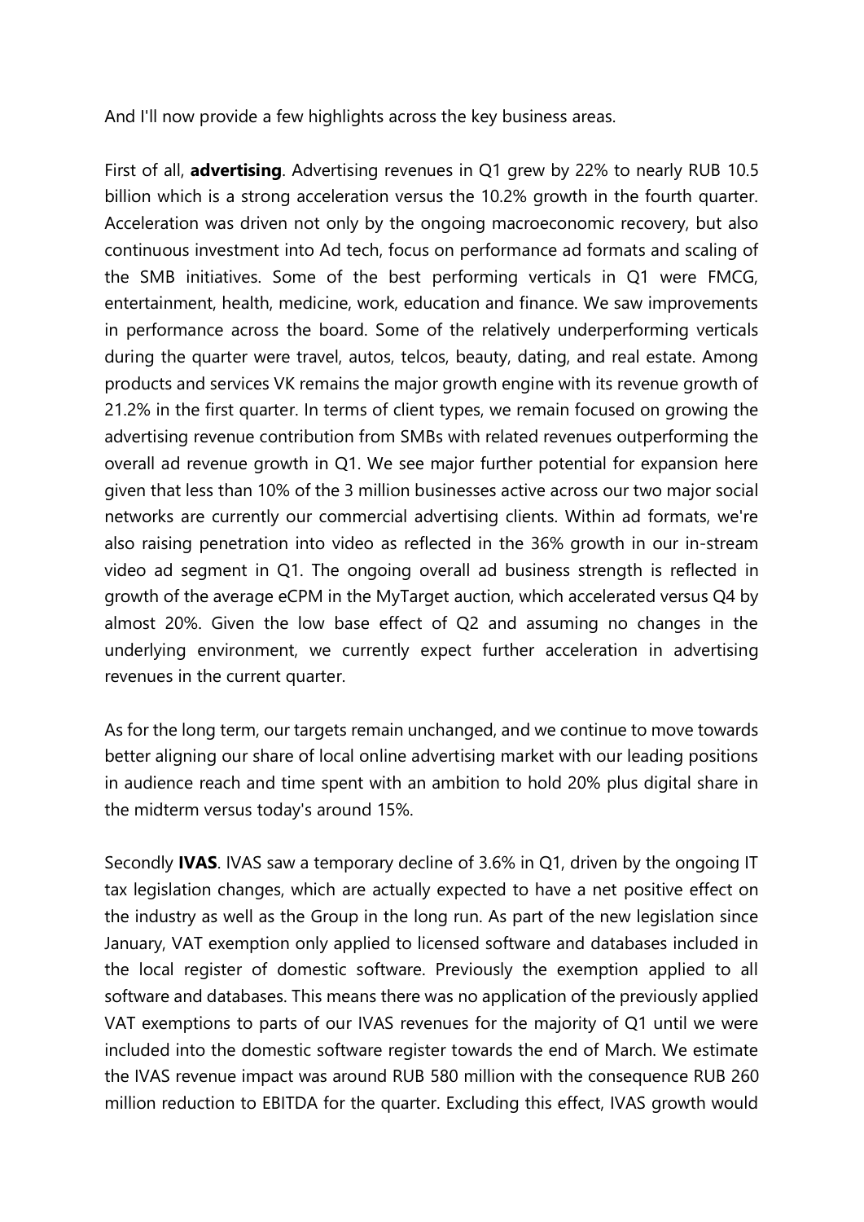And I'll now provide a few highlights across the key business areas.

First of all, **advertising**. Advertising revenues in Q1 grew by 22% to nearly RUB 10.5 billion which is a strong acceleration versus the 10.2% growth in the fourth quarter. Acceleration was driven not only by the ongoing macroeconomic recovery, but also continuous investment into Ad tech, focus on performance ad formats and scaling of the SMB initiatives. Some of the best performing verticals in Q1 were FMCG, entertainment, health, medicine, work, education and finance. We saw improvements in performance across the board. Some of the relatively underperforming verticals during the quarter were travel, autos, telcos, beauty, dating, and real estate. Among products and services VK remains the major growth engine with its revenue growth of 21.2% in the first quarter. In terms of client types, we remain focused on growing the advertising revenue contribution from SMBs with related revenues outperforming the overall ad revenue growth in Q1. We see major further potential for expansion here given that less than 10% of the 3 million businesses active across our two major social networks are currently our commercial advertising clients. Within ad formats, we're also raising penetration into video as reflected in the 36% growth in our in-stream video ad segment in Q1. The ongoing overall ad business strength is reflected in growth of the average eCPM in the MyTarget auction, which accelerated versus Q4 by almost 20%. Given the low base effect of Q2 and assuming no changes in the underlying environment, we currently expect further acceleration in advertising revenues in the current quarter.

As for the long term, our targets remain unchanged, and we continue to move towards better aligning our share of local online advertising market with our leading positions in audience reach and time spent with an ambition to hold 20% plus digital share in the midterm versus today's around 15%.

Secondly **IVAS**. IVAS saw a temporary decline of 3.6% in Q1, driven by the ongoing IT tax legislation changes, which are actually expected to have a net positive effect on the industry as well as the Group in the long run. As part of the new legislation since January, VAT exemption only applied to licensed software and databases included in the local register of domestic software. Previously the exemption applied to all software and databases. This means there was no application of the previously applied VAT exemptions to parts of our IVAS revenues for the majority of Q1 until we were included into the domestic software register towards the end of March. We estimate the IVAS revenue impact was around RUB 580 million with the consequence RUB 260 million reduction to EBITDA for the quarter. Excluding this effect, IVAS growth would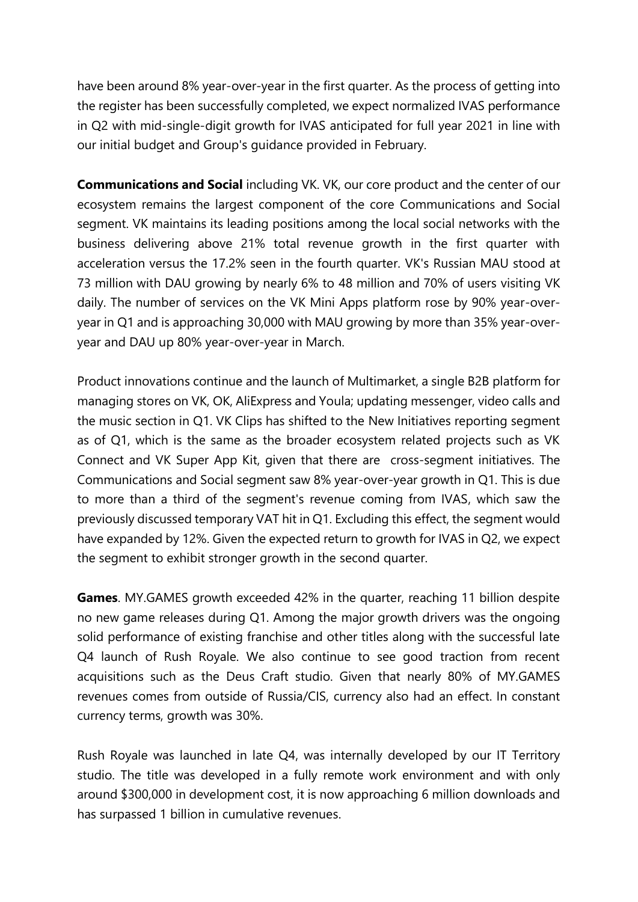have been around 8% year-over-year in the first quarter. As the process of getting into the register has been successfully completed, we expect normalized IVAS performance in Q2 with mid-single-digit growth for IVAS anticipated for full year 2021 in line with our initial budget and Group's guidance provided in February.

**Communications and Social** including VK. VK, our core product and the center of our ecosystem remains the largest component of the core Communications and Social segment. VK maintains its leading positions among the local social networks with the business delivering above 21% total revenue growth in the first quarter with acceleration versus the 17.2% seen in the fourth quarter. VK's Russian MAU stood at 73 million with DAU growing by nearly 6% to 48 million and 70% of users visiting VK daily. The number of services on the VK Mini Apps platform rose by 90% year-over-year in Q1 and is approaching 30,000 with MAU growing by more than 35% year-over-year and DAU up 80% year-over-year in March.

Product innovations continue and the launch of Multimarket, a single B2B platform for managing stores on VK, OK, AliExpress and Youla; updating messenger, video calls and the music section in Q1. VK Clips has shifted to the New Initiatives reporting segment as of Q1, which is the same as the broader ecosystem related projects such as VK Connect and VK Super App Kit, given that there are cross-segment initiatives. The Communications and Social segment saw 8% year-over-year growth in Q1. This is due to more than a third of the segment's revenue coming from IVAS, which saw the previously discussed temporary VAT hit in Q1. Excluding this effect, the segment would have expanded by 12%. Given the expected return to growth for IVAS in Q2, we expect the segment to exhibit stronger growth in the second quarter.

**Games**. MY.GAMES growth exceeded 42% in the quarter, reaching 11 billion despite no new game releases during Q1. Among the major growth drivers was the ongoing solid performance of existing franchise and other titles along with the successful late Q4 launch of Rush Royale. We also continue to see good traction from recent acquisitions such as the Deus Craft studio. Given that nearly 80% of MY.GAMES revenues comes from outside of Russia/CIS, currency also had an effect. In constant currency terms, growth was 30%.

Rush Royale was launched in late Q4, was internally developed by our IT Territory studio. The title was developed in a fully remote work environment and with only around $300,000 in development cost, it is now approaching 6 million downloads and has surpassed 1 billion in cumulative revenues.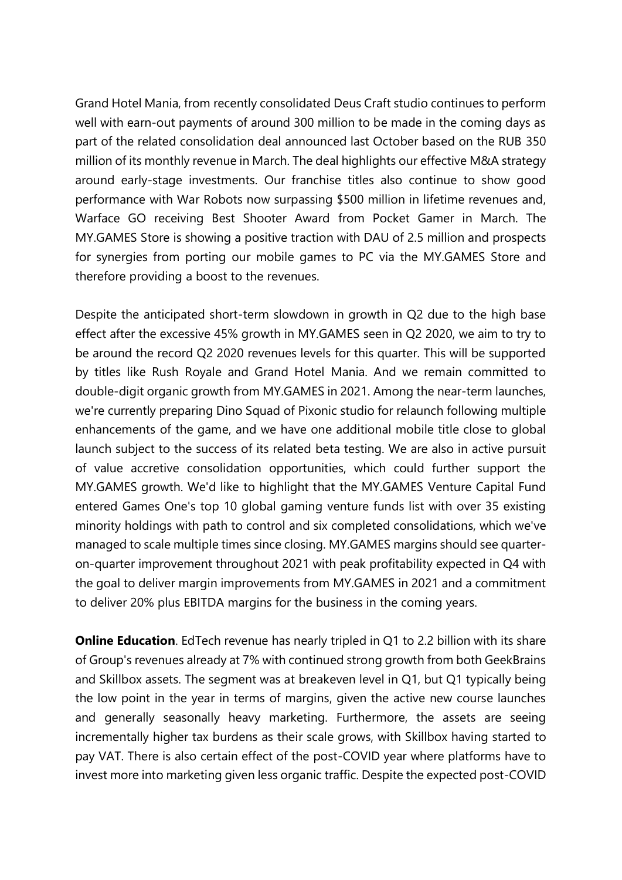Grand Hotel Mania, from recently consolidated Deus Craft studio continues to perform well with earn-out payments of around 300 million to be made in the coming days as part of the related consolidation deal announced last October based on the RUB 350 million of its monthly revenue in March. The deal highlights our effective M&A strategy around early-stage investments. Our franchise titles also continue to show good performance with War Robots now surpassing $500 million in lifetime revenues and, Warface GO receiving Best Shooter Award from Pocket Gamer in March. The MY.GAMES Store is showing a positive traction with DAU of 2.5 million and prospects for synergies from porting our mobile games to PC via the MY.GAMES Store and therefore providing a boost to the revenues.

Despite the anticipated short-term slowdown in growth in Q2 due to the high base effect after the excessive 45% growth in MY.GAMES seen in Q2 2020, we aim to try to be around the record Q2 2020 revenues levels for this quarter. This will be supported by titles like Rush Royale and Grand Hotel Mania. And we remain committed to double-digit organic growth from MY.GAMES in 2021. Among the near-term launches, we're currently preparing Dino Squad of Pixonic studio for relaunch following multiple enhancements of the game, and we have one additional mobile title close to global launch subject to the success of its related beta testing. We are also in active pursuit of value accretive consolidation opportunities, which could further support the MY.GAMES growth. We'd like to highlight that the MY.GAMES Venture Capital Fund entered Games One's top 10 global gaming venture funds list with over 35 existing minority holdings with path to control and six completed consolidations, which we've managed to scale multiple times since closing. MY.GAMES margins should see quarter-on-quarter improvement throughout 2021 with peak profitability expected in Q4 with the goal to deliver margin improvements from MY.GAMES in 2021 and a commitment to deliver 20% plus EBITDA margins for the business in the coming years.

**Online Education**. EdTech revenue has nearly tripled in Q1 to 2.2 billion with its share of Group's revenues already at 7% with continued strong growth from both GeekBrains and Skillbox assets. The segment was at breakeven level in Q1, but Q1 typically being the low point in the year in terms of margins, given the active new course launches and generally seasonally heavy marketing. Furthermore, the assets are seeing incrementally higher tax burdens as their scale grows, with Skillbox having started to pay VAT. There is also certain effect of the post-COVID year where platforms have to invest more into marketing given less organic traffic. Despite the expected post-COVID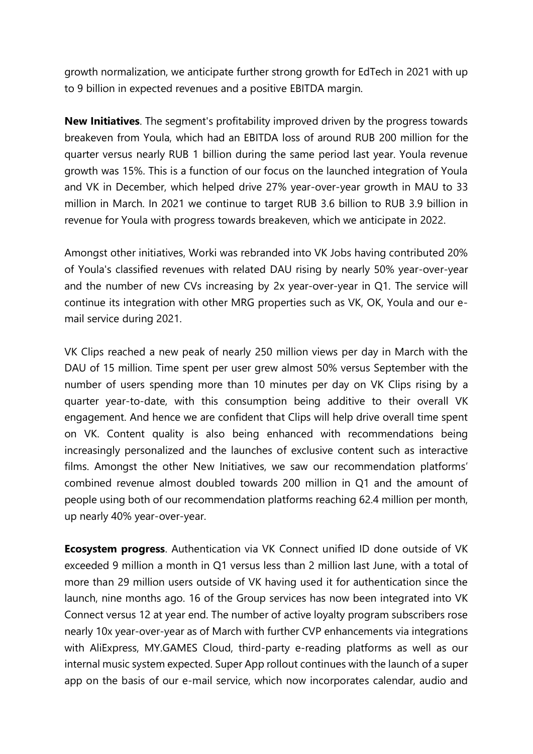growth normalization, we anticipate further strong growth for EdTech in 2021 with up to 9 billion in expected revenues and a positive EBITDA margin.

**New Initiatives**. The segment's profitability improved driven by the progress towards breakeven from Youla, which had an EBITDA loss of around RUB 200 million for the quarter versus nearly RUB 1 billion during the same period last year. Youla revenue growth was 15%. This is a function of our focus on the launched integration of Youla and VK in December, which helped drive 27% year-over-year growth in MAU to 33 million in March. In 2021 we continue to target RUB 3.6 billion to RUB 3.9 billion in revenue for Youla with progress towards breakeven, which we anticipate in 2022.

Amongst other initiatives, Worki was rebranded into VK Jobs having contributed 20% of Youla's classified revenues with related DAU rising by nearly 50% year-over-year and the number of new CVs increasing by 2x year-over-year in Q1. The service will continue its integration with other MRG properties such as VK, OK, Youla and our e-mail service during 2021.

VK Clips reached a new peak of nearly 250 million views per day in March with the DAU of 15 million. Time spent per user grew almost 50% versus September with the number of users spending more than 10 minutes per day on VK Clips rising by a quarter year-to-date, with this consumption being additive to their overall VK engagement. And hence we are confident that Clips will help drive overall time spent on VK. Content quality is also being enhanced with recommendations being increasingly personalized and the launches of exclusive content such as interactive films. Amongst the other New Initiatives, we saw our recommendation platforms' combined revenue almost doubled towards 200 million in Q1 and the amount of people using both of our recommendation platforms reaching 62.4 million per month, up nearly 40% year-over-year.

**Ecosystem progress**. Authentication via VK Connect unified ID done outside of VK exceeded 9 million a month in Q1 versus less than 2 million last June, with a total of more than 29 million users outside of VK having used it for authentication since the launch, nine months ago. 16 of the Group services has now been integrated into VK Connect versus 12 at year end. The number of active loyalty program subscribers rose nearly 10x year-over-year as of March with further CVP enhancements via integrations with AliExpress, MY.GAMES Cloud, third-party e-reading platforms as well as our internal music system expected. Super App rollout continues with the launch of a super app on the basis of our e-mail service, which now incorporates calendar, audio and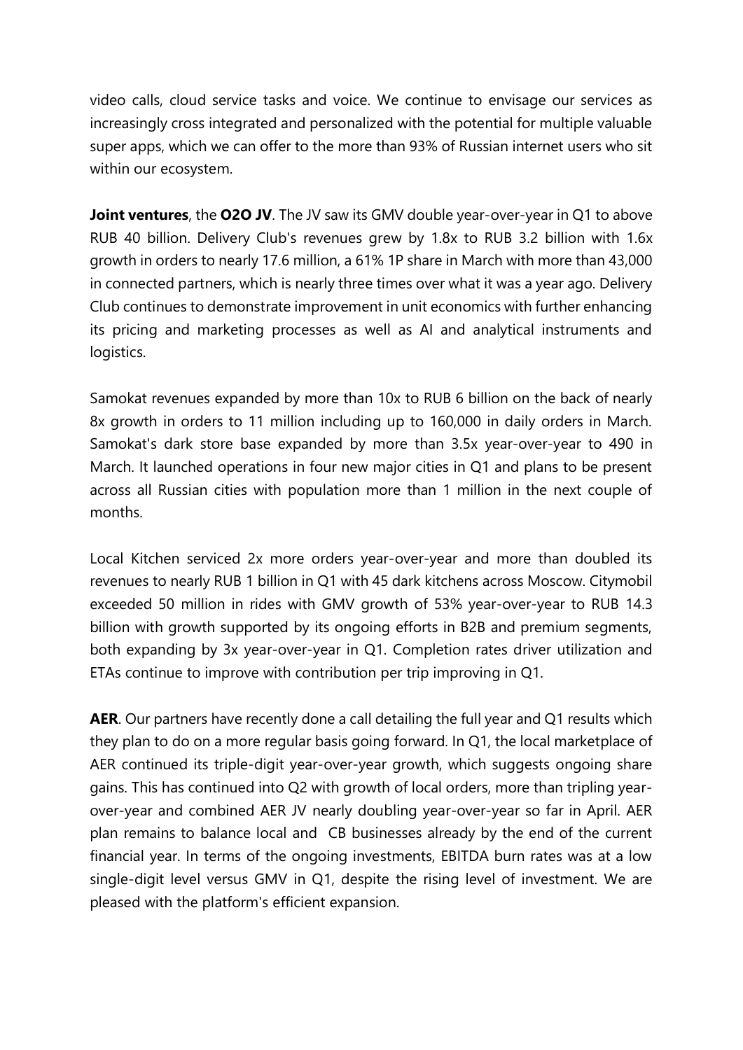video calls, cloud service tasks and voice. We continue to envisage our services as increasingly cross integrated and personalized with the potential for multiple valuable super apps, which we can offer to the more than 93% of Russian internet users who sit within our ecosystem.

**Joint ventures**, the **O2O JV**. The JV saw its GMV double year-over-year in Q1 to above RUB 40 billion. Delivery Club's revenues grew by 1.8x to RUB 3.2 billion with 1.6x growth in orders to nearly 17.6 million, a 61% 1P share in March with more than 43,000 in connected partners, which is nearly three times over what it was a year ago. Delivery Club continues to demonstrate improvement in unit economics with further enhancing its pricing and marketing processes as well as AI and analytical instruments and logistics.

Samokat revenues expanded by more than 10x to RUB 6 billion on the back of nearly 8x growth in orders to 11 million including up to 160,000 in daily orders in March. Samokat's dark store base expanded by more than 3.5x year-over-year to 490 in March. It launched operations in four new major cities in Q1 and plans to be present across all Russian cities with population more than 1 million in the next couple of months.

Local Kitchen serviced 2x more orders year-over-year and more than doubled its revenues to nearly RUB 1 billion in Q1 with 45 dark kitchens across Moscow. Citymobil exceeded 50 million in rides with GMV growth of 53% year-over-year to RUB 14.3 billion with growth supported by its ongoing efforts in B2B and premium segments, both expanding by 3x year-over-year in Q1. Completion rates driver utilization and ETAs continue to improve with contribution per trip improving in Q1.

**AER**. Our partners have recently done a call detailing the full year and Q1 results which they plan to do on a more regular basis going forward. In Q1, the local marketplace of AER continued its triple-digit year-over-year growth, which suggests ongoing share gains. This has continued into Q2 with growth of local orders, more than tripling year-over-year and combined AER JV nearly doubling year-over-year so far in April. AER plan remains to balance local and CB businesses already by the end of the current financial year. In terms of the ongoing investments, EBITDA burn rates was at a low single-digit level versus GMV in Q1, despite the rising level of investment. We are pleased with the platform's efficient expansion.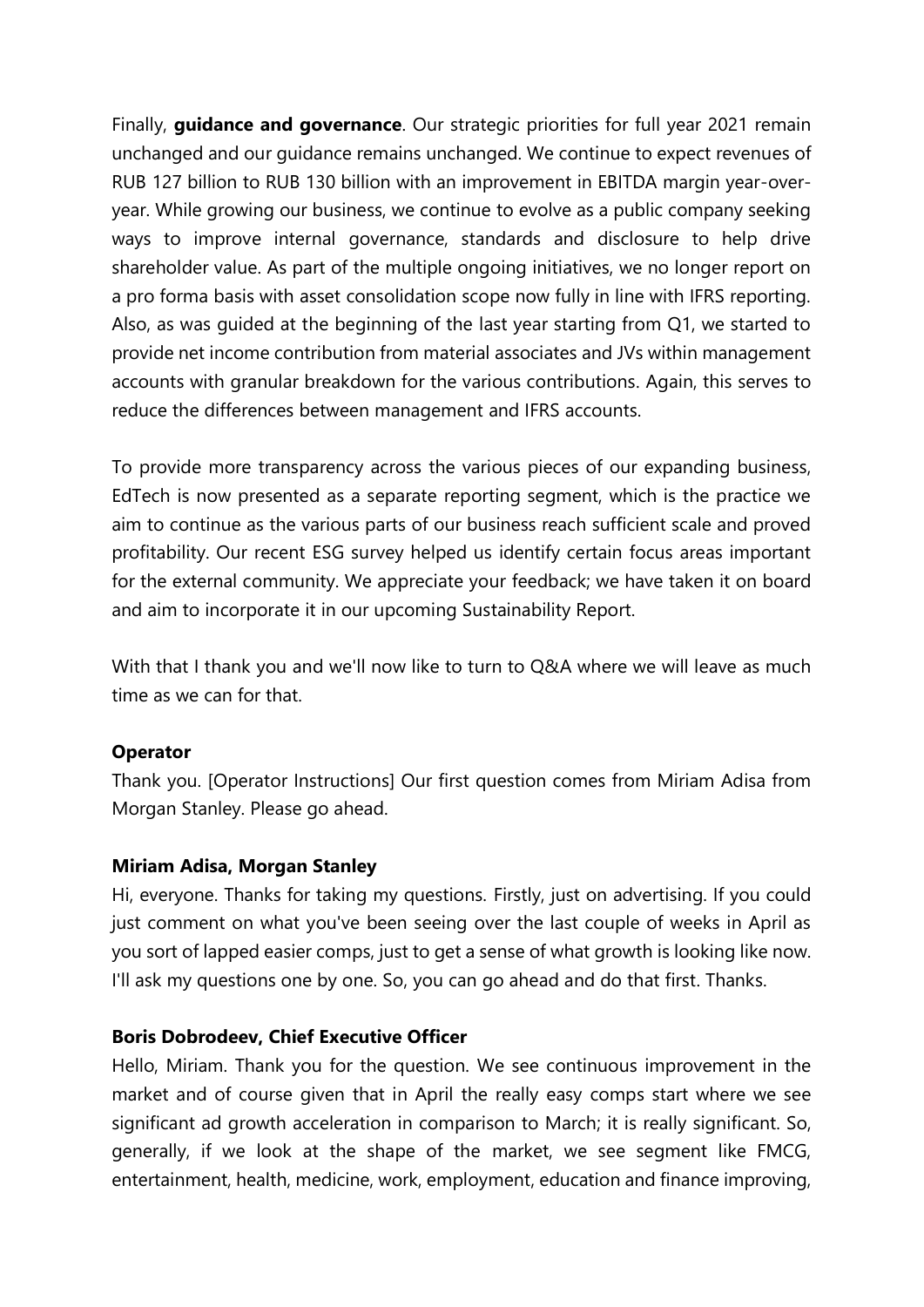Finally, **guidance and governance**. Our strategic priorities for full year 2021 remain unchanged and our guidance remains unchanged. We continue to expect revenues of RUB 127 billion to RUB 130 billion with an improvement in EBITDA margin year-over-year. While growing our business, we continue to evolve as a public company seeking ways to improve internal governance, standards and disclosure to help drive shareholder value. As part of the multiple ongoing initiatives, we no longer report on a pro forma basis with asset consolidation scope now fully in line with IFRS reporting. Also, as was guided at the beginning of the last year starting from Q1, we started to provide net income contribution from material associates and JVs within management accounts with granular breakdown for the various contributions. Again, this serves to reduce the differences between management and IFRS accounts.

To provide more transparency across the various pieces of our expanding business, EdTech is now presented as a separate reporting segment, which is the practice we aim to continue as the various parts of our business reach sufficient scale and proved profitability. Our recent ESG survey helped us identify certain focus areas important for the external community. We appreciate your feedback; we have taken it on board and aim to incorporate it in our upcoming Sustainability Report.

With that I thank you and we'll now like to turn to Q&A where we will leave as much time as we can for that.

**Operator**
Thank you. [Operator Instructions] Our first question comes from Miriam Adisa from Morgan Stanley. Please go ahead.

**Miriam Adisa, Morgan Stanley**
Hi, everyone. Thanks for taking my questions. Firstly, just on advertising. If you could just comment on what you've been seeing over the last couple of weeks in April as you sort of lapped easier comps, just to get a sense of what growth is looking like now. I'll ask my questions one by one. So, you can go ahead and do that first. Thanks.

**Boris Dobrodeev, Chief Executive Officer**
Hello, Miriam. Thank you for the question. We see continuous improvement in the market and of course given that in April the really easy comps start where we see significant ad growth acceleration in comparison to March; it is really significant. So, generally, if we look at the shape of the market, we see segment like FMCG, entertainment, health, medicine, work, employment, education and finance improving,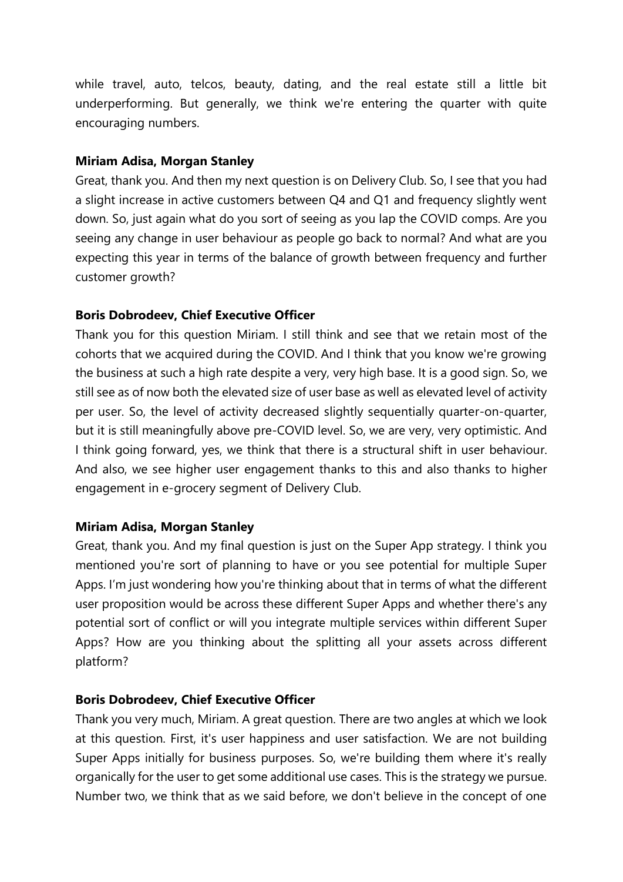while travel, auto, telcos, beauty, dating, and the real estate still a little bit underperforming. But generally, we think we're entering the quarter with quite encouraging numbers.

**Miriam Adisa, Morgan Stanley**

Great, thank you. And then my next question is on Delivery Club. So, I see that you had a slight increase in active customers between Q4 and Q1 and frequency slightly went down. So, just again what do you sort of seeing as you lap the COVID comps. Are you seeing any change in user behaviour as people go back to normal? And what are you expecting this year in terms of the balance of growth between frequency and further customer growth?

**Boris Dobrodeev, Chief Executive Officer**

Thank you for this question Miriam. I still think and see that we retain most of the cohorts that we acquired during the COVID. And I think that you know we're growing the business at such a high rate despite a very, very high base. It is a good sign. So, we still see as of now both the elevated size of user base as well as elevated level of activity per user. So, the level of activity decreased slightly sequentially quarter-on-quarter, but it is still meaningfully above pre-COVID level. So, we are very, very optimistic. And I think going forward, yes, we think that there is a structural shift in user behaviour. And also, we see higher user engagement thanks to this and also thanks to higher engagement in e-grocery segment of Delivery Club.

**Miriam Adisa, Morgan Stanley**

Great, thank you. And my final question is just on the Super App strategy. I think you mentioned you're sort of planning to have or you see potential for multiple Super Apps. I'm just wondering how you're thinking about that in terms of what the different user proposition would be across these different Super Apps and whether there's any potential sort of conflict or will you integrate multiple services within different Super Apps? How are you thinking about the splitting all your assets across different platform?

**Boris Dobrodeev, Chief Executive Officer**

Thank you very much, Miriam. A great question. There are two angles at which we look at this question. First, it's user happiness and user satisfaction. We are not building Super Apps initially for business purposes. So, we're building them where it's really organically for the user to get some additional use cases. This is the strategy we pursue. Number two, we think that as we said before, we don't believe in the concept of one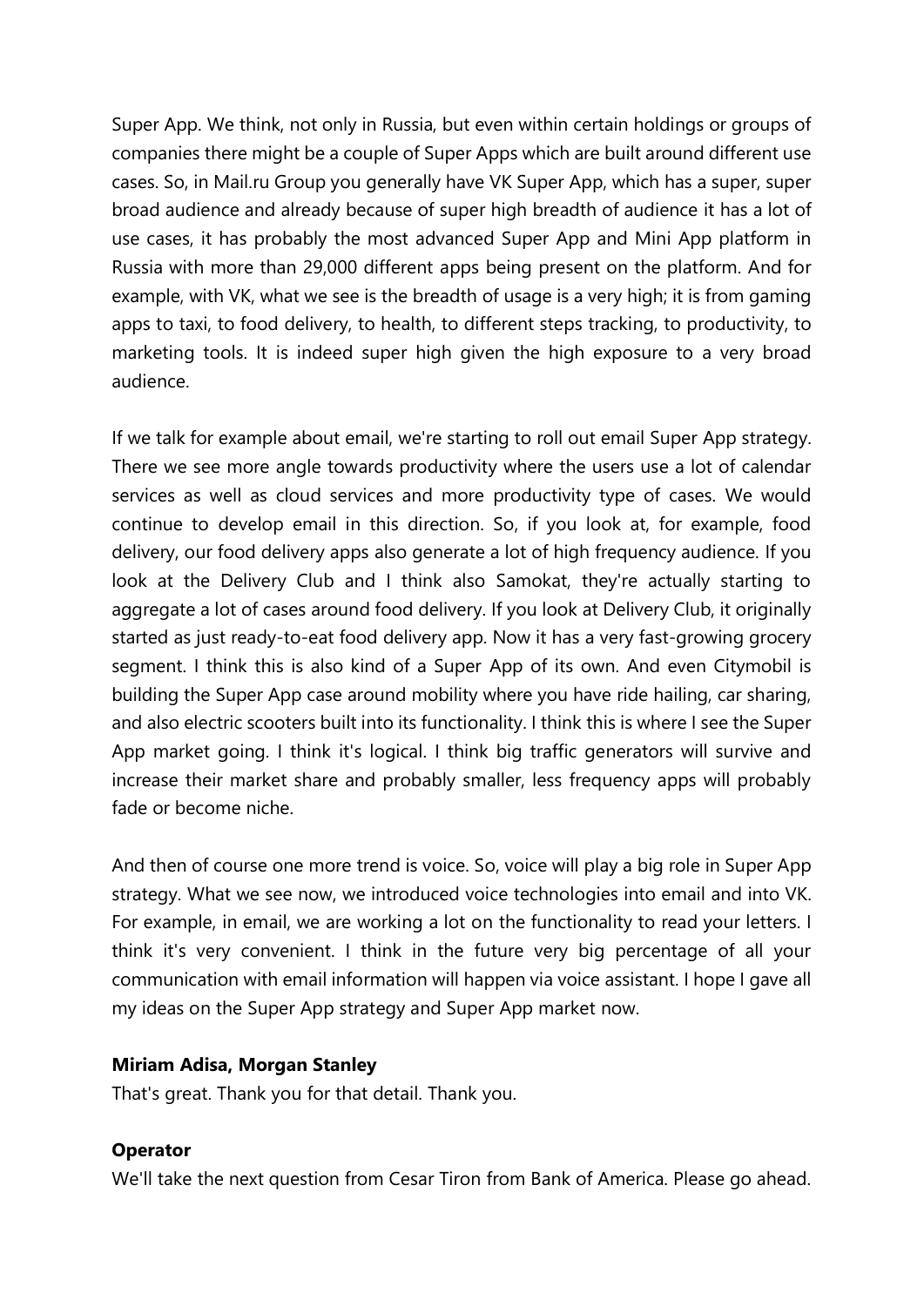Super App. We think, not only in Russia, but even within certain holdings or groups of companies there might be a couple of Super Apps which are built around different use cases. So, in Mail.ru Group you generally have VK Super App, which has a super, super broad audience and already because of super high breadth of audience it has a lot of use cases, it has probably the most advanced Super App and Mini App platform in Russia with more than 29,000 different apps being present on the platform. And for example, with VK, what we see is the breadth of usage is a very high; it is from gaming apps to taxi, to food delivery, to health, to different steps tracking, to productivity, to marketing tools. It is indeed super high given the high exposure to a very broad audience.

If we talk for example about email, we're starting to roll out email Super App strategy. There we see more angle towards productivity where the users use a lot of calendar services as well as cloud services and more productivity type of cases. We would continue to develop email in this direction. So, if you look at, for example, food delivery, our food delivery apps also generate a lot of high frequency audience. If you look at the Delivery Club and I think also Samokat, they're actually starting to aggregate a lot of cases around food delivery. If you look at Delivery Club, it originally started as just ready-to-eat food delivery app. Now it has a very fast-growing grocery segment. I think this is also kind of a Super App of its own. And even Citymobil is building the Super App case around mobility where you have ride hailing, car sharing, and also electric scooters built into its functionality. I think this is where I see the Super App market going. I think it's logical. I think big traffic generators will survive and increase their market share and probably smaller, less frequency apps will probably fade or become niche.

And then of course one more trend is voice. So, voice will play a big role in Super App strategy. What we see now, we introduced voice technologies into email and into VK. For example, in email, we are working a lot on the functionality to read your letters. I think it's very convenient. I think in the future very big percentage of all your communication with email information will happen via voice assistant. I hope I gave all my ideas on the Super App strategy and Super App market now.

**Miriam Adisa, Morgan Stanley**

That's great. Thank you for that detail. Thank you.

**Operator**

We'll take the next question from Cesar Tiron from Bank of America. Please go ahead.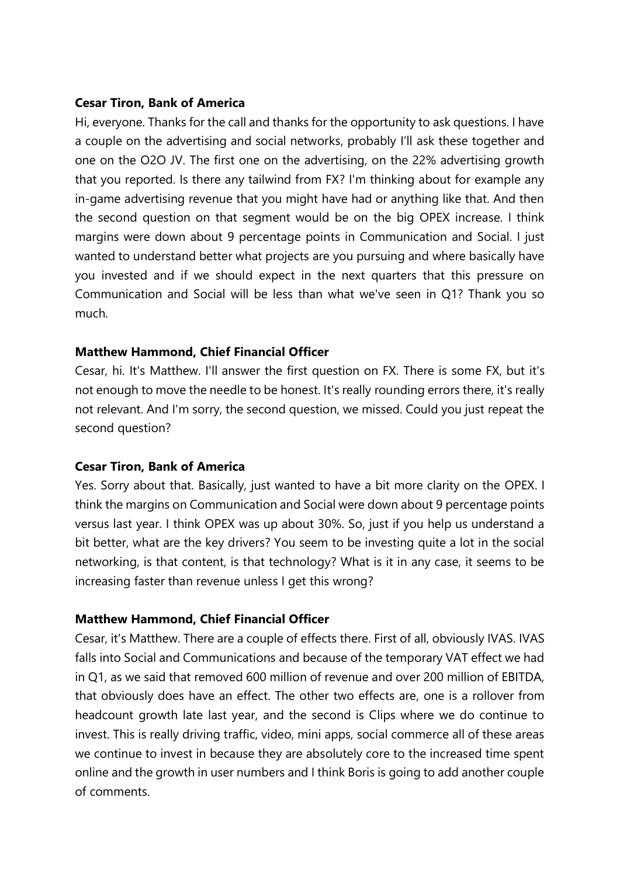**Cesar Tiron, Bank of America**

Hi, everyone. Thanks for the call and thanks for the opportunity to ask questions. I have a couple on the advertising and social networks, probably I'll ask these together and one on the O2O JV. The first one on the advertising, on the 22% advertising growth that you reported. Is there any tailwind from FX? I'm thinking about for example any in-game advertising revenue that you might have had or anything like that. And then the second question on that segment would be on the big OPEX increase. I think margins were down about 9 percentage points in Communication and Social. I just wanted to understand better what projects are you pursuing and where basically have you invested and if we should expect in the next quarters that this pressure on Communication and Social will be less than what we've seen in Q1? Thank you so much.

**Matthew Hammond, Chief Financial Officer**

Cesar, hi. It's Matthew. I'll answer the first question on FX. There is some FX, but it's not enough to move the needle to be honest. It's really rounding errors there, it's really not relevant. And I'm sorry, the second question, we missed. Could you just repeat the second question?

**Cesar Tiron, Bank of America**

Yes. Sorry about that. Basically, just wanted to have a bit more clarity on the OPEX. I think the margins on Communication and Social were down about 9 percentage points versus last year. I think OPEX was up about 30%. So, just if you help us understand a bit better, what are the key drivers? You seem to be investing quite a lot in the social networking, is that content, is that technology? What is it in any case, it seems to be increasing faster than revenue unless I get this wrong?

**Matthew Hammond, Chief Financial Officer**

Cesar, it's Matthew. There are a couple of effects there. First of all, obviously IVAS. IVAS falls into Social and Communications and because of the temporary VAT effect we had in Q1, as we said that removed 600 million of revenue and over 200 million of EBITDA, that obviously does have an effect. The other two effects are, one is a rollover from headcount growth late last year, and the second is Clips where we do continue to invest. This is really driving traffic, video, mini apps, social commerce all of these areas we continue to invest in because they are absolutely core to the increased time spent online and the growth in user numbers and I think Boris is going to add another couple of comments.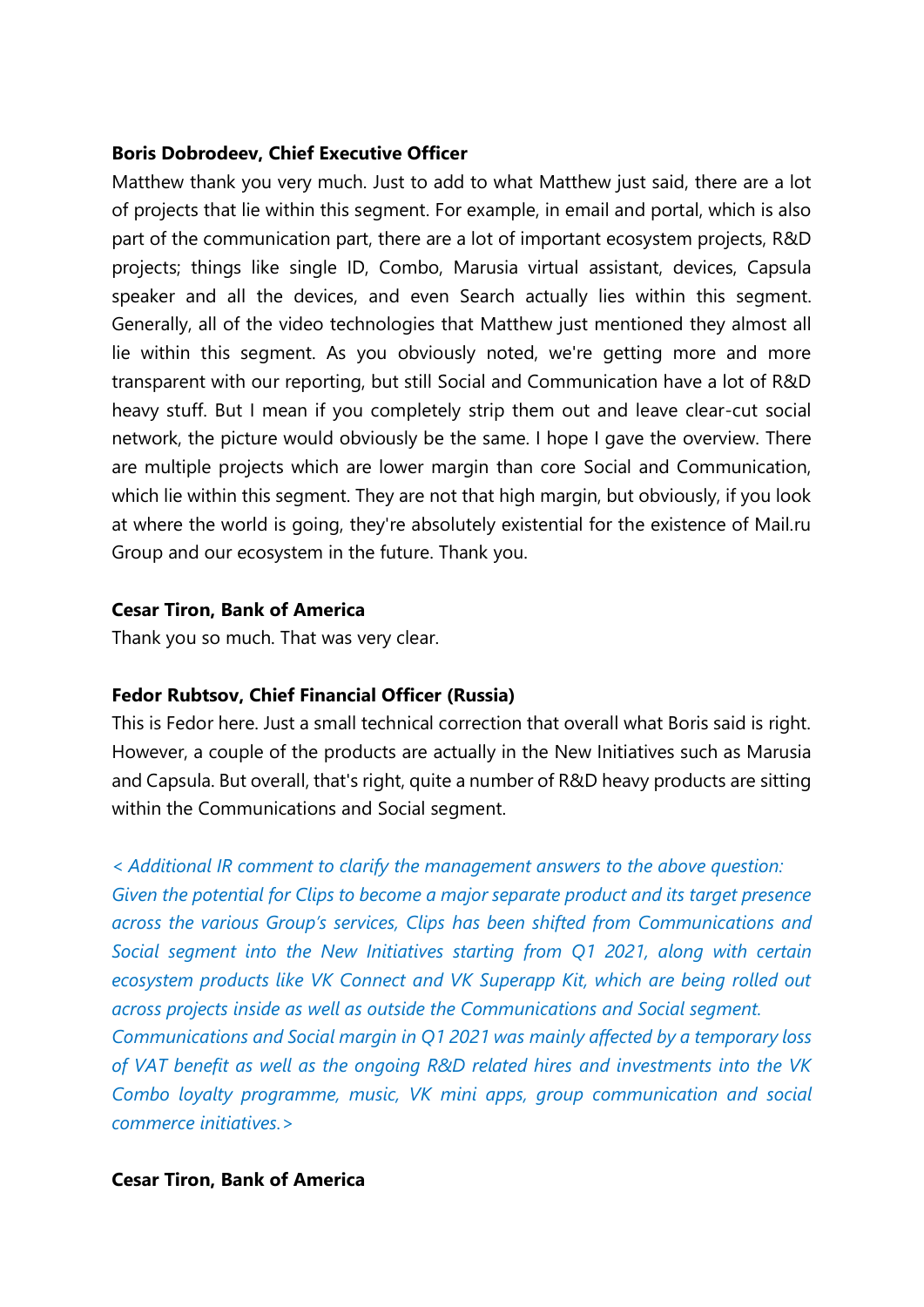**Boris Dobrodeev, Chief Executive Officer**

Matthew thank you very much. Just to add to what Matthew just said, there are a lot of projects that lie within this segment. For example, in email and portal, which is also part of the communication part, there are a lot of important ecosystem projects, R&D projects; things like single ID, Combo, Marusia virtual assistant, devices, Capsula speaker and all the devices, and even Search actually lies within this segment. Generally, all of the video technologies that Matthew just mentioned they almost all lie within this segment. As you obviously noted, we're getting more and more transparent with our reporting, but still Social and Communication have a lot of R&D heavy stuff. But I mean if you completely strip them out and leave clear-cut social network, the picture would obviously be the same. I hope I gave the overview. There are multiple projects which are lower margin than core Social and Communication, which lie within this segment. They are not that high margin, but obviously, if you look at where the world is going, they're absolutely existential for the existence of Mail.ru Group and our ecosystem in the future. Thank you.

**Cesar Tiron, Bank of America**

Thank you so much. That was very clear.

**Fedor Rubtsov, Chief Financial Officer (Russia)**

This is Fedor here. Just a small technical correction that overall what Boris said is right. However, a couple of the products are actually in the New Initiatives such as Marusia and Capsula. But overall, that's right, quite a number of R&D heavy products are sitting within the Communications and Social segment.

*< Additional IR comment to clarify the management answers to the above question: Given the potential for Clips to become a major separate product and its target presence across the various Group's services, Clips has been shifted from Communications and Social segment into the New Initiatives starting from Q1 2021, along with certain ecosystem products like VK Connect and VK Superapp Kit, which are being rolled out across projects inside as well as outside the Communications and Social segment. Communications and Social margin in Q1 2021 was mainly affected by a temporary loss of VAT benefit as well as the ongoing R&D related hires and investments into the VK Combo loyalty programme, music, VK mini apps, group communication and social commerce initiatives.>*

**Cesar Tiron, Bank of America**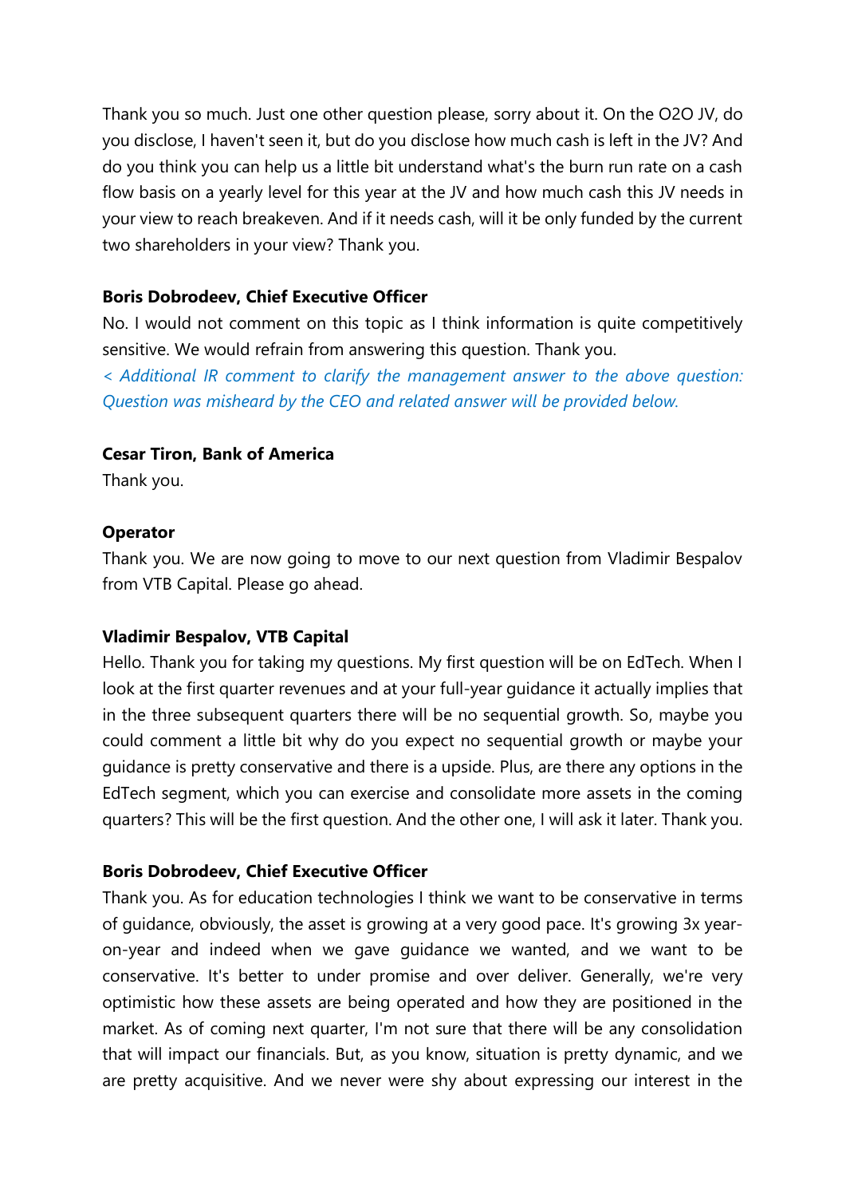Thank you so much. Just one other question please, sorry about it. On the O2O JV, do you disclose, I haven't seen it, but do you disclose how much cash is left in the JV? And do you think you can help us a little bit understand what's the burn run rate on a cash flow basis on a yearly level for this year at the JV and how much cash this JV needs in your view to reach breakeven. And if it needs cash, will it be only funded by the current two shareholders in your view? Thank you.

**Boris Dobrodeev, Chief Executive Officer**

No. I would not comment on this topic as I think information is quite competitively sensitive. We would refrain from answering this question. Thank you.

*< Additional IR comment to clarify the management answer to the above question: Question was misheard by the CEO and related answer will be provided below.*

**Cesar Tiron, Bank of America**

Thank you.

**Operator**

Thank you. We are now going to move to our next question from Vladimir Bespalov from VTB Capital. Please go ahead.

**Vladimir Bespalov, VTB Capital**

Hello. Thank you for taking my questions. My first question will be on EdTech. When I look at the first quarter revenues and at your full-year guidance it actually implies that in the three subsequent quarters there will be no sequential growth. So, maybe you could comment a little bit why do you expect no sequential growth or maybe your guidance is pretty conservative and there is a upside. Plus, are there any options in the EdTech segment, which you can exercise and consolidate more assets in the coming quarters? This will be the first question. And the other one, I will ask it later. Thank you.

**Boris Dobrodeev, Chief Executive Officer**

Thank you. As for education technologies I think we want to be conservative in terms of guidance, obviously, the asset is growing at a very good pace. It's growing 3x year-on-year and indeed when we gave guidance we wanted, and we want to be conservative. It's better to under promise and over deliver. Generally, we're very optimistic how these assets are being operated and how they are positioned in the market. As of coming next quarter, I'm not sure that there will be any consolidation that will impact our financials. But, as you know, situation is pretty dynamic, and we are pretty acquisitive. And we never were shy about expressing our interest in the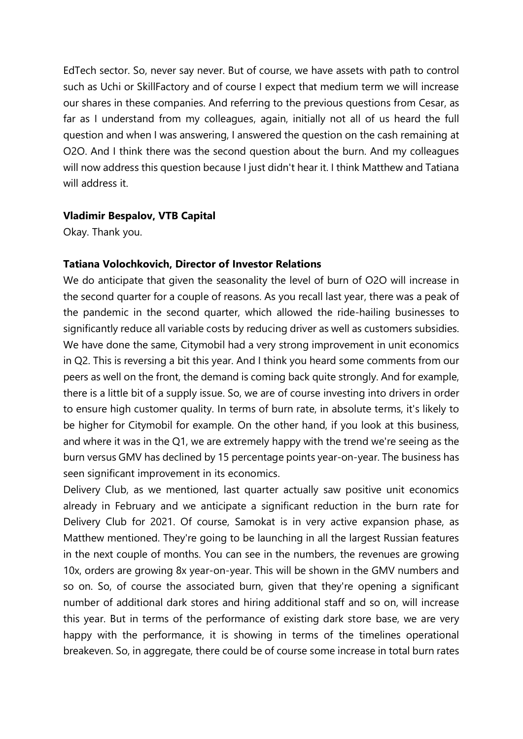EdTech sector. So, never say never. But of course, we have assets with path to control such as Uchi or SkillFactory and of course I expect that medium term we will increase our shares in these companies. And referring to the previous questions from Cesar, as far as I understand from my colleagues, again, initially not all of us heard the full question and when I was answering, I answered the question on the cash remaining at O2O. And I think there was the second question about the burn. And my colleagues will now address this question because I just didn't hear it. I think Matthew and Tatiana will address it.

**Vladimir Bespalov, VTB Capital**

Okay. Thank you.

**Tatiana Volochkovich, Director of Investor Relations**

We do anticipate that given the seasonality the level of burn of O2O will increase in the second quarter for a couple of reasons. As you recall last year, there was a peak of the pandemic in the second quarter, which allowed the ride-hailing businesses to significantly reduce all variable costs by reducing driver as well as customers subsidies. We have done the same, Citymobil had a very strong improvement in unit economics in Q2. This is reversing a bit this year. And I think you heard some comments from our peers as well on the front, the demand is coming back quite strongly. And for example, there is a little bit of a supply issue. So, we are of course investing into drivers in order to ensure high customer quality. In terms of burn rate, in absolute terms, it's likely to be higher for Citymobil for example. On the other hand, if you look at this business, and where it was in the Q1, we are extremely happy with the trend we're seeing as the burn versus GMV has declined by 15 percentage points year-on-year. The business has seen significant improvement in its economics.

Delivery Club, as we mentioned, last quarter actually saw positive unit economics already in February and we anticipate a significant reduction in the burn rate for Delivery Club for 2021. Of course, Samokat is in very active expansion phase, as Matthew mentioned. They're going to be launching in all the largest Russian features in the next couple of months. You can see in the numbers, the revenues are growing 10x, orders are growing 8x year-on-year. This will be shown in the GMV numbers and so on. So, of course the associated burn, given that they're opening a significant number of additional dark stores and hiring additional staff and so on, will increase this year. But in terms of the performance of existing dark store base, we are very happy with the performance, it is showing in terms of the timelines operational breakeven. So, in aggregate, there could be of course some increase in total burn rates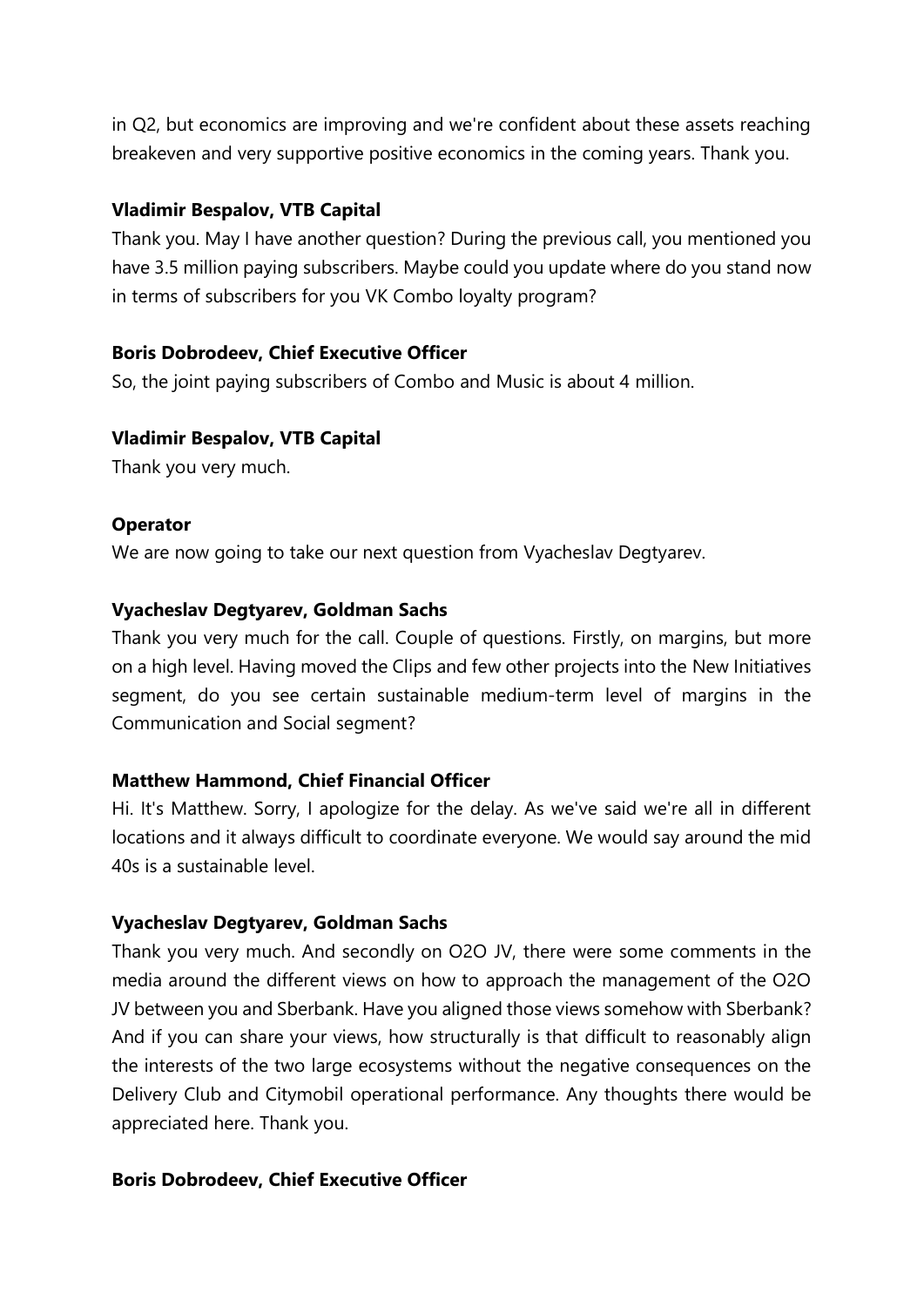in Q2, but economics are improving and we're confident about these assets reaching breakeven and very supportive positive economics in the coming years. Thank you.

**Vladimir Bespalov, VTB Capital**

Thank you. May I have another question? During the previous call, you mentioned you have 3.5 million paying subscribers. Maybe could you update where do you stand now in terms of subscribers for you VK Combo loyalty program?

**Boris Dobrodeev, Chief Executive Officer**

So, the joint paying subscribers of Combo and Music is about 4 million.

**Vladimir Bespalov, VTB Capital**

Thank you very much.

**Operator**

We are now going to take our next question from Vyacheslav Degtyarev.

**Vyacheslav Degtyarev, Goldman Sachs**

Thank you very much for the call. Couple of questions. Firstly, on margins, but more on a high level. Having moved the Clips and few other projects into the New Initiatives segment, do you see certain sustainable medium-term level of margins in the Communication and Social segment?

**Matthew Hammond, Chief Financial Officer**

Hi. It's Matthew. Sorry, I apologize for the delay. As we've said we're all in different locations and it always difficult to coordinate everyone. We would say around the mid 40s is a sustainable level.

**Vyacheslav Degtyarev, Goldman Sachs**

Thank you very much. And secondly on O2O JV, there were some comments in the media around the different views on how to approach the management of the O2O JV between you and Sberbank. Have you aligned those views somehow with Sberbank? And if you can share your views, how structurally is that difficult to reasonably align the interests of the two large ecosystems without the negative consequences on the Delivery Club and Citymobil operational performance. Any thoughts there would be appreciated here. Thank you.

**Boris Dobrodeev, Chief Executive Officer**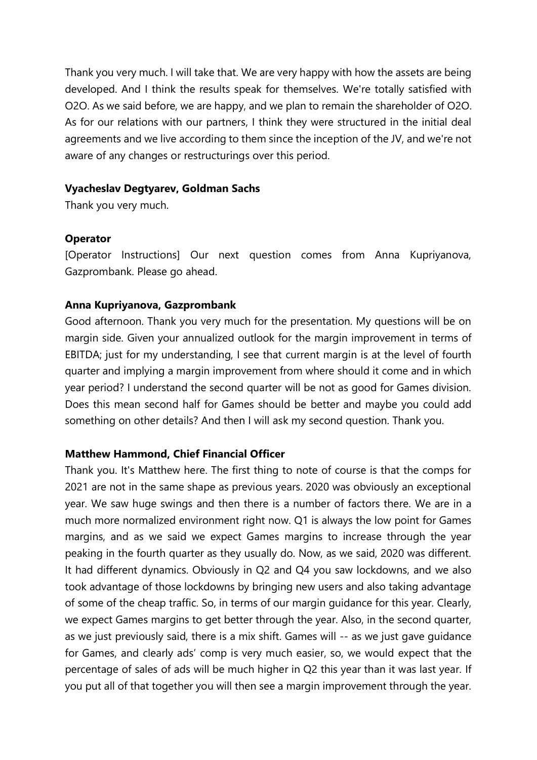Thank you very much. I will take that. We are very happy with how the assets are being developed. And I think the results speak for themselves. We're totally satisfied with O2O. As we said before, we are happy, and we plan to remain the shareholder of O2O. As for our relations with our partners, I think they were structured in the initial deal agreements and we live according to them since the inception of the JV, and we're not aware of any changes or restructurings over this period.

**Vyacheslav Degtyarev, Goldman Sachs**

Thank you very much.

**Operator**

[Operator Instructions] Our next question comes from Anna Kupriyanova, Gazprombank. Please go ahead.

**Anna Kupriyanova, Gazprombank**

Good afternoon. Thank you very much for the presentation. My questions will be on margin side. Given your annualized outlook for the margin improvement in terms of EBITDA; just for my understanding, I see that current margin is at the level of fourth quarter and implying a margin improvement from where should it come and in which year period? I understand the second quarter will be not as good for Games division. Does this mean second half for Games should be better and maybe you could add something on other details? And then I will ask my second question. Thank you.

**Matthew Hammond, Chief Financial Officer**

Thank you. It's Matthew here. The first thing to note of course is that the comps for 2021 are not in the same shape as previous years. 2020 was obviously an exceptional year. We saw huge swings and then there is a number of factors there. We are in a much more normalized environment right now. Q1 is always the low point for Games margins, and as we said we expect Games margins to increase through the year peaking in the fourth quarter as they usually do. Now, as we said, 2020 was different. It had different dynamics. Obviously in Q2 and Q4 you saw lockdowns, and we also took advantage of those lockdowns by bringing new users and also taking advantage of some of the cheap traffic. So, in terms of our margin guidance for this year. Clearly, we expect Games margins to get better through the year. Also, in the second quarter, as we just previously said, there is a mix shift. Games will -- as we just gave guidance for Games, and clearly ads' comp is very much easier, so, we would expect that the percentage of sales of ads will be much higher in Q2 this year than it was last year. If you put all of that together you will then see a margin improvement through the year.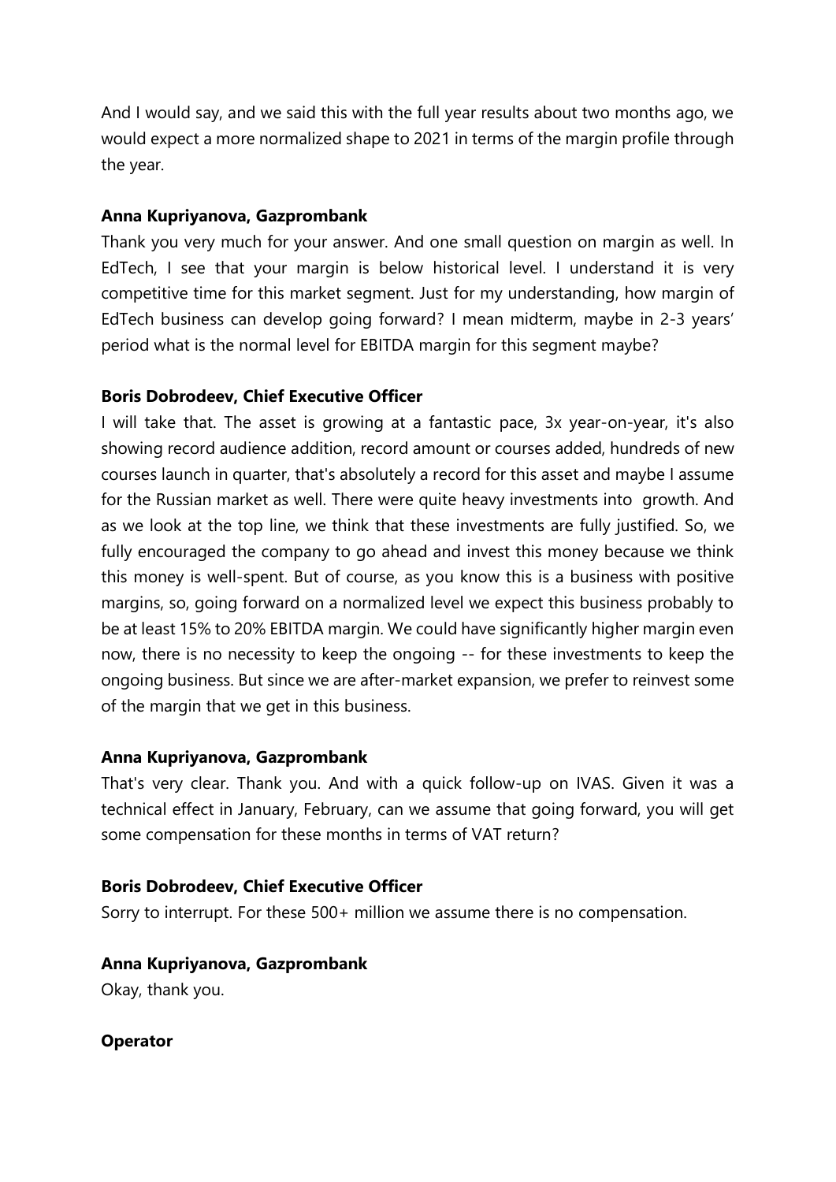And I would say, and we said this with the full year results about two months ago, we would expect a more normalized shape to 2021 in terms of the margin profile through the year.

**Anna Kupriyanova, Gazprombank**

Thank you very much for your answer. And one small question on margin as well. In EdTech, I see that your margin is below historical level. I understand it is very competitive time for this market segment. Just for my understanding, how margin of EdTech business can develop going forward? I mean midterm, maybe in 2-3 years' period what is the normal level for EBITDA margin for this segment maybe?

**Boris Dobrodeev, Chief Executive Officer**

I will take that. The asset is growing at a fantastic pace, 3x year-on-year, it's also showing record audience addition, record amount or courses added, hundreds of new courses launch in quarter, that's absolutely a record for this asset and maybe I assume for the Russian market as well. There were quite heavy investments into growth. And as we look at the top line, we think that these investments are fully justified. So, we fully encouraged the company to go ahead and invest this money because we think this money is well-spent. But of course, as you know this is a business with positive margins, so, going forward on a normalized level we expect this business probably to be at least 15% to 20% EBITDA margin. We could have significantly higher margin even now, there is no necessity to keep the ongoing -- for these investments to keep the ongoing business. But since we are after-market expansion, we prefer to reinvest some of the margin that we get in this business.

**Anna Kupriyanova, Gazprombank**

That's very clear. Thank you. And with a quick follow-up on IVAS. Given it was a technical effect in January, February, can we assume that going forward, you will get some compensation for these months in terms of VAT return?

**Boris Dobrodeev, Chief Executive Officer**

Sorry to interrupt. For these 500+ million we assume there is no compensation.

**Anna Kupriyanova, Gazprombank**

Okay, thank you.

**Operator**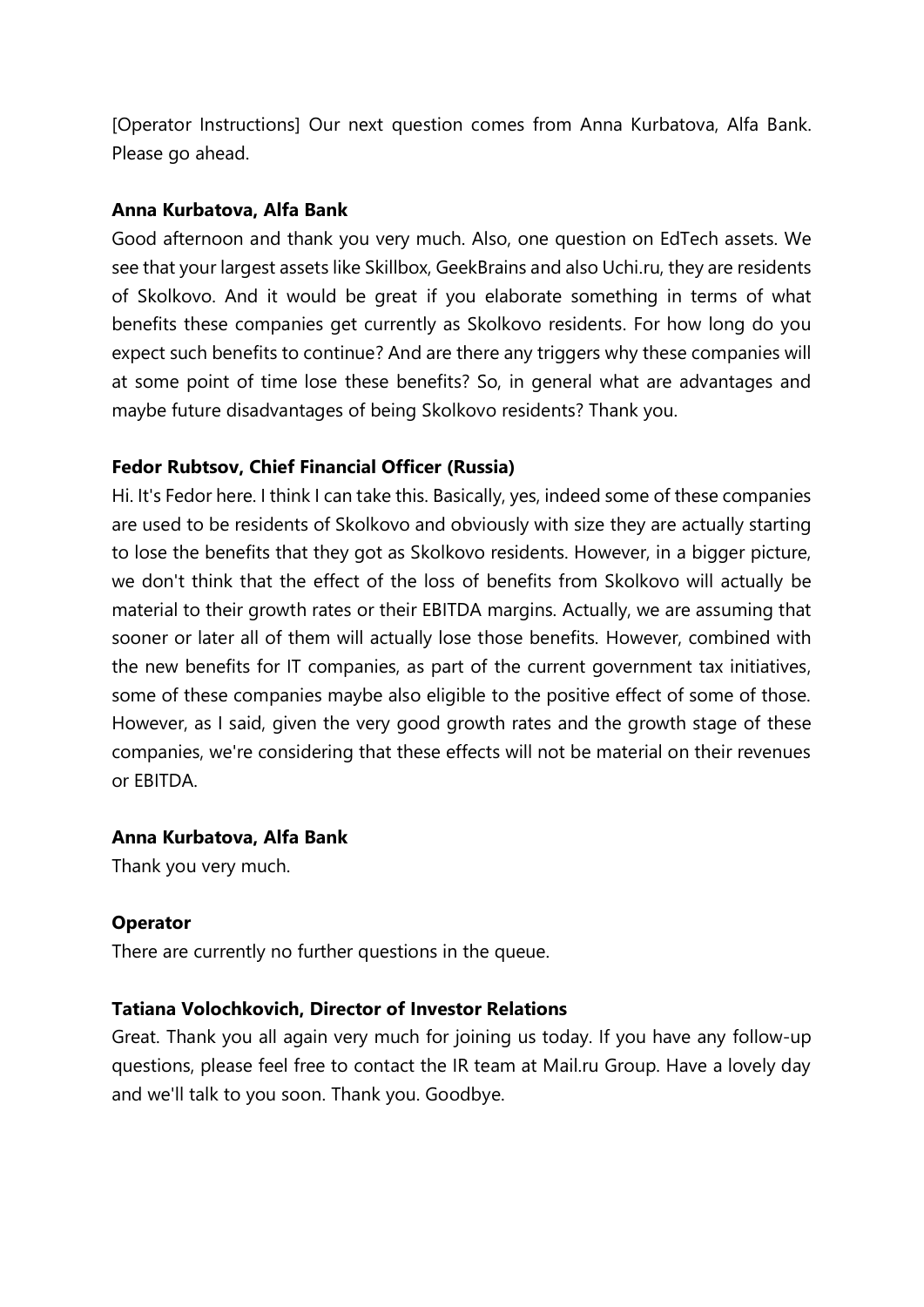[Operator Instructions] Our next question comes from Anna Kurbatova, Alfa Bank. Please go ahead.

**Anna Kurbatova, Alfa Bank**

Good afternoon and thank you very much. Also, one question on EdTech assets. We see that your largest assets like Skillbox, GeekBrains and also Uchi.ru, they are residents of Skolkovo. And it would be great if you elaborate something in terms of what benefits these companies get currently as Skolkovo residents. For how long do you expect such benefits to continue? And are there any triggers why these companies will at some point of time lose these benefits? So, in general what are advantages and maybe future disadvantages of being Skolkovo residents? Thank you.

**Fedor Rubtsov, Chief Financial Officer (Russia)**

Hi. It's Fedor here. I think I can take this. Basically, yes, indeed some of these companies are used to be residents of Skolkovo and obviously with size they are actually starting to lose the benefits that they got as Skolkovo residents. However, in a bigger picture, we don't think that the effect of the loss of benefits from Skolkovo will actually be material to their growth rates or their EBITDA margins. Actually, we are assuming that sooner or later all of them will actually lose those benefits. However, combined with the new benefits for IT companies, as part of the current government tax initiatives, some of these companies maybe also eligible to the positive effect of some of those. However, as I said, given the very good growth rates and the growth stage of these companies, we're considering that these effects will not be material on their revenues or EBITDA.

**Anna Kurbatova, Alfa Bank**

Thank you very much.

**Operator**

There are currently no further questions in the queue.

**Tatiana Volochkovich, Director of Investor Relations**

Great. Thank you all again very much for joining us today. If you have any follow-up questions, please feel free to contact the IR team at Mail.ru Group. Have a lovely day and we'll talk to you soon. Thank you. Goodbye.